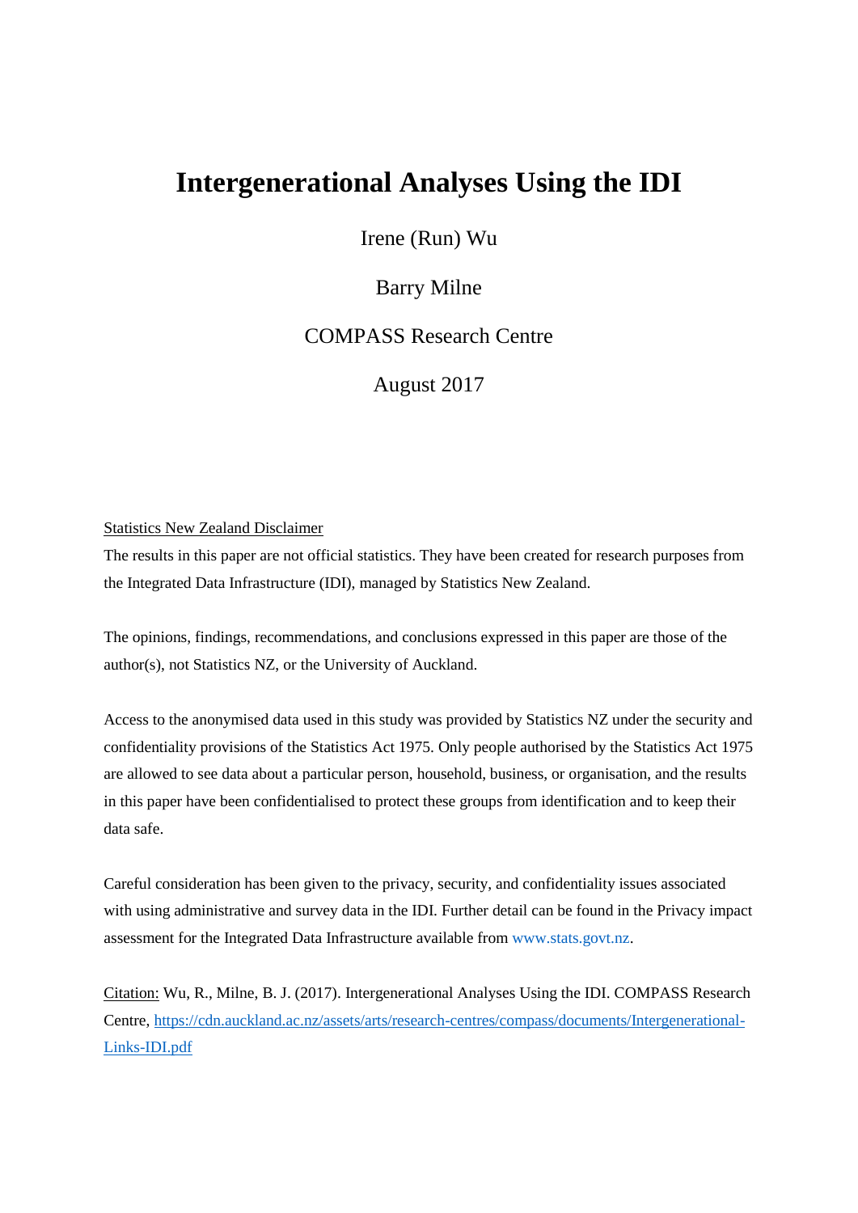# Intergenerational Analyses Using the IDI

Irene (Run) Wu

Barry Milne

COMPASS Research Centre

August 2017

Statistics New Zealand Disclaimer

The results in this paper are not official statistics. They have been created for research purposes from the Integrated Data Infrastructure (IDI), managed by Statistics New Zealand.

The opinions, findings, recommendations, and conclusions expressed in this paper are those of the author(s), not Statistics NZ, or the University of Auckland.

Access to the anonymised data used in this study was provided by Statistics NZ under the security and confidentiality provisions of the Statistics Act 1975. Only people authorised by the Statistics Act 1975 are allowed to see data about a particular person, household, business, or organisation, and the results in this paper have been confidentialised to protect these groups from identification and to keep their data safe.

Careful consideration has been given to the privacy, security, and confidentiality issues associated with using administrative and survey data in the IDI. Further detail can be found in the Privacy impact assessment for the Integrated Data Infrastructure available from www.stats.govt.nz.

Citation: Wu, R., Milne, B. J. (2017). Intergenerational Analyses Using the IDI. COMPASS Research Centre, https://cdn.auckland.ac.nz/assets/arts/research-centres/compass/documents/Intergenerational-Links-IDI.pdf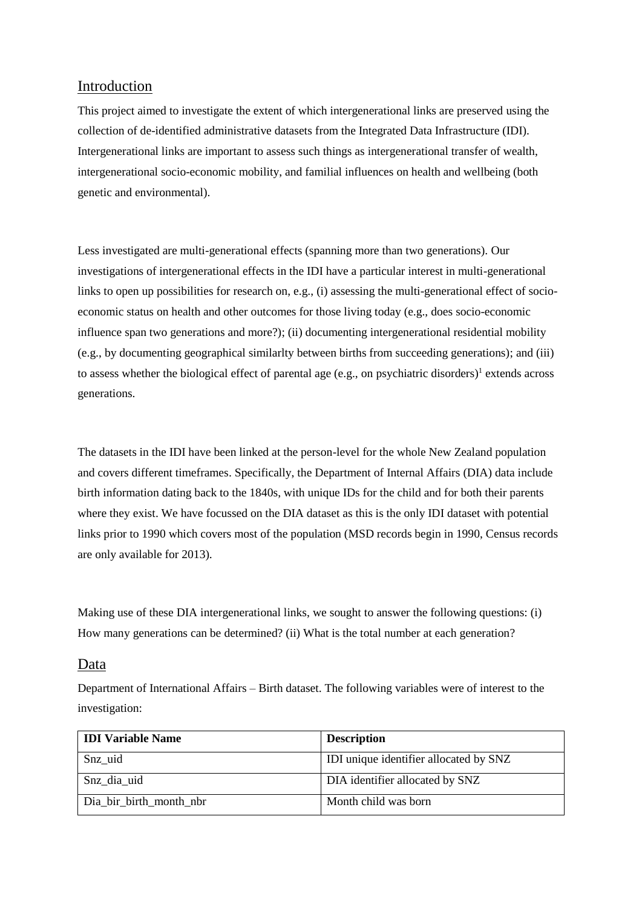## Introduction

This project aimed to investigate the extent of which intergenerational links are preserved using the collection of de-identified administrative datasets from the Integrated Data Infrastructure (IDI). Intergenerational links are important to assess such things as intergenerational transfer of wealth, intergenerational socio-economic mobility, and familial influences on health and wellbeing (both genetic and environmental).

Less investigated are multi-generational effects (spanning more than two generations). Our investigations of intergenerational effects in the IDI have a particular interest in multi-generational links to open up possibilities for research on, e.g., (i) assessing the multi-generational effect of socio-economic status on health and other outcomes for those living today (e.g., does socio-economic influence span two generations and more?); (ii) documenting intergenerational residential mobility (e.g., by documenting geographical similarlty between births from succeeding generations); and (iii) to assess whether the biological effect of parental age (e.g., on psychiatric disorders)[1] extends across generations.

The datasets in the IDI have been linked at the person-level for the whole New Zealand population and covers different timeframes. Specifically, the Department of Internal Affairs (DIA) data include birth information dating back to the 1840s, with unique IDs for the child and for both their parents where they exist. We have focussed on the DIA dataset as this is the only IDI dataset with potential links prior to 1990 which covers most of the population (MSD records begin in 1990, Census records are only available for 2013).

Making use of these DIA intergenerational links, we sought to answer the following questions: (i) How many generations can be determined? (ii) What is the total number at each generation?

## Data

Department of International Affairs – Birth dataset. The following variables were of interest to the investigation:

| IDI Variable Name | Description |
|---|---|
| Snz_uid | IDI unique identifier allocated by SNZ |
| Snz_dia_uid | DIA identifier allocated by SNZ |
| Dia_bir_birth_month_nbr | Month child was born |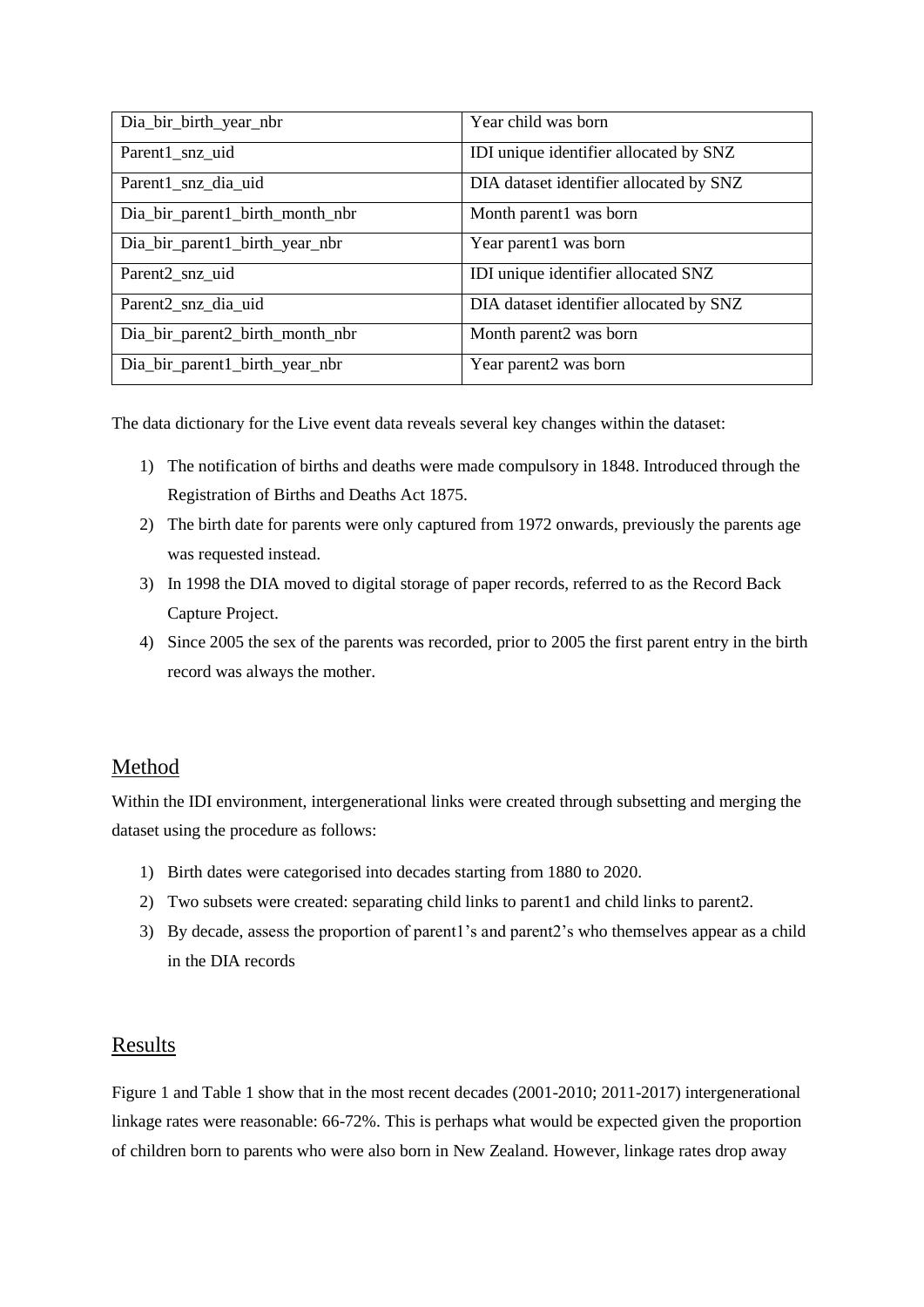| Dia_bir_birth_year_nbr | Year child was born |
|---|---|
| Parent1_snz_uid | IDI unique identifier allocated by SNZ |
| Parent1_snz_dia_uid | DIA dataset identifier allocated by SNZ |
| Dia_bir_parent1_birth_month_nbr | Month parent1 was born |
| Dia_bir_parent1_birth_year_nbr | Year parent1 was born |
| Parent2_snz_uid | IDI unique identifier allocated SNZ |
| Parent2_snz_dia_uid | DIA dataset identifier allocated by SNZ |
| Dia_bir_parent2_birth_month_nbr | Month parent2 was born |
| Dia_bir_parent1_birth_year_nbr | Year parent2 was born |

The data dictionary for the Live event data reveals several key changes within the dataset:

1) The notification of births and deaths were made compulsory in 1848. Introduced through the Registration of Births and Deaths Act 1875.
2) The birth date for parents were only captured from 1972 onwards, previously the parents age was requested instead.
3) In 1998 the DIA moved to digital storage of paper records, referred to as the Record Back Capture Project.
4) Since 2005 the sex of the parents was recorded, prior to 2005 the first parent entry in the birth record was always the mother.

## Method

Within the IDI environment, intergenerational links were created through subsetting and merging the dataset using the procedure as follows:

1) Birth dates were categorised into decades starting from 1880 to 2020.
2) Two subsets were created: separating child links to parent1 and child links to parent2.
3) By decade, assess the proportion of parent1's and parent2's who themselves appear as a child in the DIA records

## Results

Figure 1 and Table 1 show that in the most recent decades (2001-2010; 2011-2017) intergenerational linkage rates were reasonable: 66-72%. This is perhaps what would be expected given the proportion of children born to parents who were also born in New Zealand. However, linkage rates drop away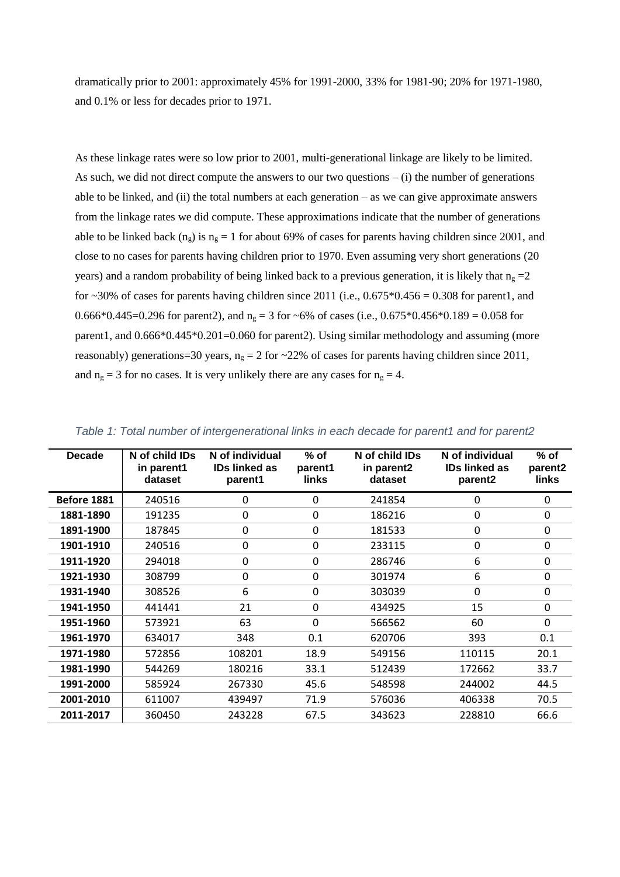dramatically prior to 2001: approximately 45% for 1991-2000, 33% for 1981-90; 20% for 1971-1980, and 0.1% or less for decades prior to 1971.

As these linkage rates were so low prior to 2001, multi-generational linkage are likely to be limited. As such, we did not direct compute the answers to our two questions – (i) the number of generations able to be linked, and (ii) the total numbers at each generation – as we can give approximate answers from the linkage rates we did compute. These approximations indicate that the number of generations able to be linked back ($n_g$) is $n_g = 1$ for about 69% of cases for parents having children since 2001, and close to no cases for parents having children prior to 1970. Even assuming very short generations (20 years) and a random probability of being linked back to a previous generation, it is likely that $n_g = 2$ for ~30% of cases for parents having children since 2011 (i.e., 0.675*0.456 = 0.308 for parent1, and 0.666*0.445=0.296 for parent2), and $n_g = 3$ for ~6% of cases (i.e., 0.675*0.456*0.189 = 0.058 for parent1, and 0.666*0.445*0.201=0.060 for parent2). Using similar methodology and assuming (more reasonably) generations=30 years, $n_g = 2$ for ~22% of cases for parents having children since 2011, and $n_g = 3$ for no cases. It is very unlikely there are any cases for $n_g = 4$.

*Table 1: Total number of intergenerational links in each decade for parent1 and for parent2*

| Decade | N of child IDs in parent1 dataset | N of individual IDs linked as parent1 | % of parent1 links | N of child IDs in parent2 dataset | N of individual IDs linked as parent2 | % of parent2 links |
|---|---|---|---|---|---|---|
| **Before 1881** | 240516 | 0 | 0 | 241854 | 0 | 0 |
| **1881-1890** | 191235 | 0 | 0 | 186216 | 0 | 0 |
| **1891-1900** | 187845 | 0 | 0 | 181533 | 0 | 0 |
| **1901-1910** | 240516 | 0 | 0 | 233115 | 0 | 0 |
| **1911-1920** | 294018 | 0 | 0 | 286746 | 6 | 0 |
| **1921-1930** | 308799 | 0 | 0 | 301974 | 6 | 0 |
| **1931-1940** | 308526 | 6 | 0 | 303039 | 0 | 0 |
| **1941-1950** | 441441 | 21 | 0 | 434925 | 15 | 0 |
| **1951-1960** | 573921 | 63 | 0 | 566562 | 60 | 0 |
| **1961-1970** | 634017 | 348 | 0.1 | 620706 | 393 | 0.1 |
| **1971-1980** | 572856 | 108201 | 18.9 | 549156 | 110115 | 20.1 |
| **1981-1990** | 544269 | 180216 | 33.1 | 512439 | 172662 | 33.7 |
| **1991-2000** | 585924 | 267330 | 45.6 | 548598 | 244002 | 44.5 |
| **2001-2010** | 611007 | 439497 | 71.9 | 576036 | 406338 | 70.5 |
| **2011-2017** | 360450 | 243228 | 67.5 | 343623 | 228810 | 66.6 |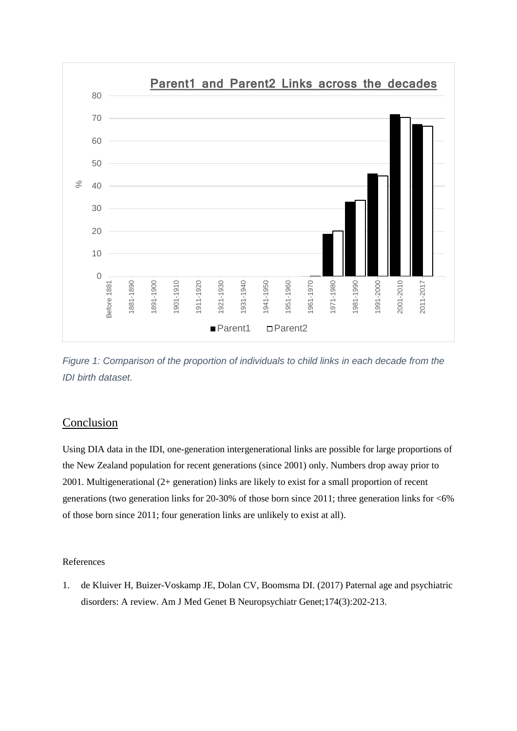Parent1 and Parent2 Links across the decades

80
70
60
50
%
40
30
20
10
0

Before 1881
1881-1890
1891-1900
1901-1910
1911-1920
1921-1930
1931-1940
1941-1950
1951-1960
1961-1970
1971-1980
1981-1990
1991-2000
2001-2010
2011-2017

Parent1 Parent2

*Figure 1: Comparison of the proportion of individuals to child links in each decade from the IDI birth dataset.*

## Conclusion

Using DIA data in the IDI, one-generation intergenerational links are possible for large proportions of the New Zealand population for recent generations (since 2001) only. Numbers drop away prior to 2001. Multigenerational (2+ generation) links are likely to exist for a small proportion of recent generations (two generation links for 20-30% of those born since 2011; three generation links for <6% of those born since 2011; four generation links are unlikely to exist at all).

References

1. de Kluiver H, Buizer-Voskamp JE, Dolan CV, Boomsma DI. (2017) Paternal age and psychiatric disorders: A review. Am J Med Genet B Neuropsychiatr Genet;174(3):202-213.